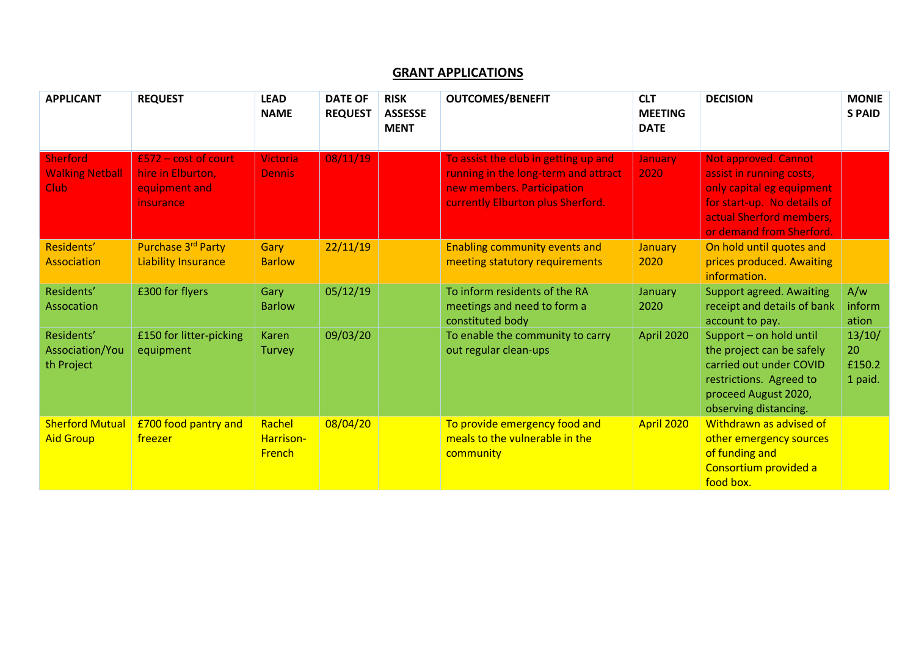## GRANT APPLICATIONS

| APPLICANT | REQUEST | LEAD NAME | DATE OF REQUEST | RISK ASSESSEMENT | OUTCOMES/BENEFIT | CLT MEETING DATE | DECISION | MONIES PAID |
|---|---|---|---|---|---|---|---|---|
| Sherford Walking Netball Club | £572 – cost of court hire in Elburton, equipment and insurance | Victoria Dennis | 08/11/19 | | To assist the club in getting up and running in the long-term and attract new members. Participation currently Elburton plus Sherford. | January 2020 | Not approved. Cannot assist in running costs, only capital eg equipment for start-up. No details of actual Sherford members, or demand from Sherford. | |
| Residents' Association | Purchase 3rd Party Liability Insurance | Gary Barlow | 22/11/19 | | Enabling community events and meeting statutory requirements | January 2020 | On hold until quotes and prices produced. Awaiting information. | |
| Residents' Assocation | £300 for flyers | Gary Barlow | 05/12/19 | | To inform residents of the RA meetings and need to form a constituted body | January 2020 | Support agreed. Awaiting receipt and details of bank account to pay. | A/w information |
| Residents' Association/Youth Project | £150 for litter-picking equipment | Karen Turvey | 09/03/20 | | To enable the community to carry out regular clean-ups | April 2020 | Support – on hold until the project can be safely carried out under COVID restrictions. Agreed to proceed August 2020, observing distancing. | 13/10/20 £150.21 paid. |
| Sherford Mutual Aid Group | £700 food pantry and freezer | Rachel Harrison-French | 08/04/20 | | To provide emergency food and meals to the vulnerable in the community | April 2020 | Withdrawn as advised of other emergency sources of funding and Consortium provided a food box. | |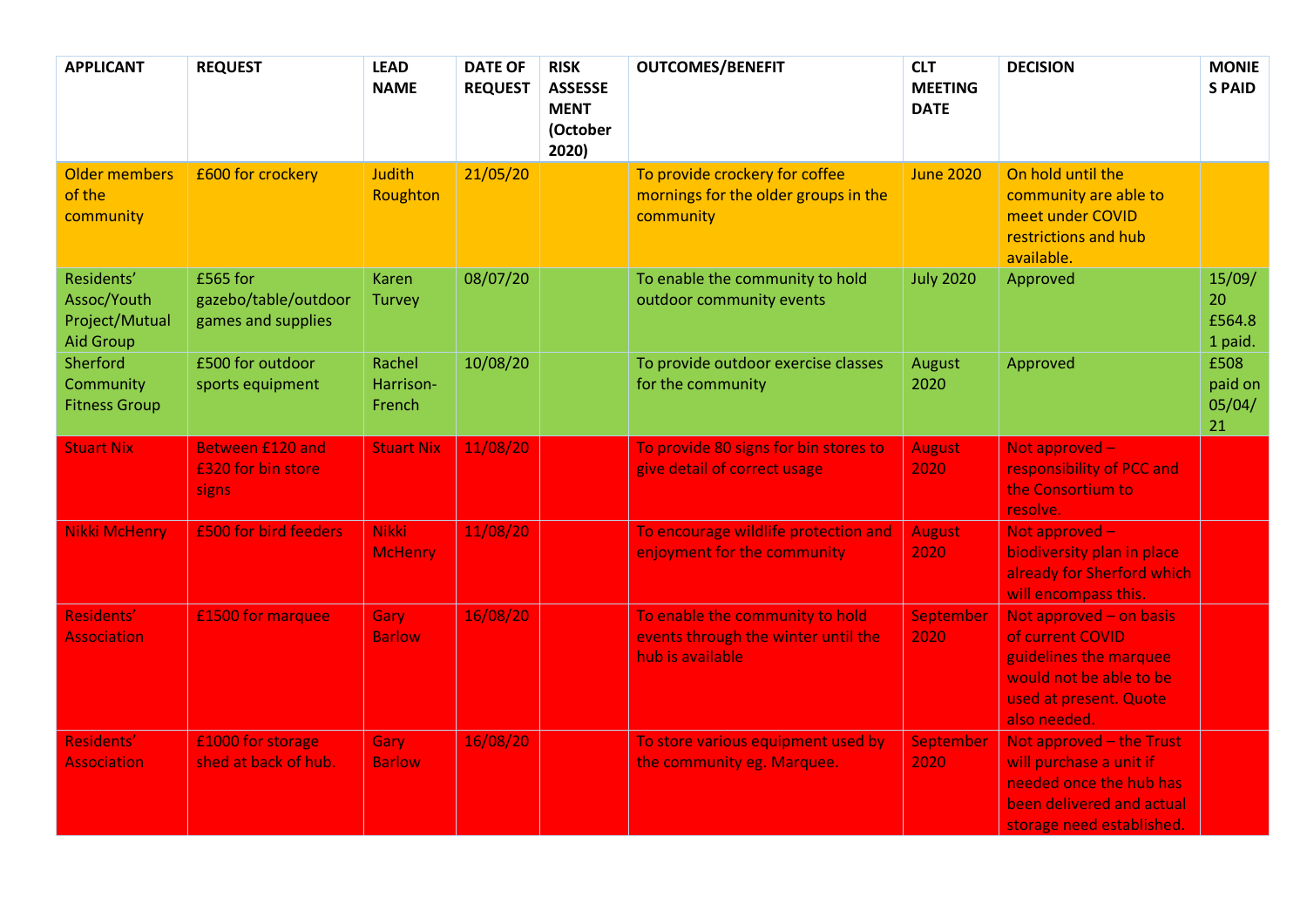| APPLICANT | REQUEST | LEAD NAME | DATE OF REQUEST | RISK ASSESSEMENT (October 2020) | OUTCOMES/BENEFIT | CLT MEETING DATE | DECISION | MONIES PAID |
|---|---|---|---|---|---|---|---|---|
| Older members of the community | £600 for crockery | Judith Roughton | 21/05/20 | | To provide crockery for coffee mornings for the older groups in the community | June 2020 | On hold until the community are able to meet under COVID restrictions and hub available. | |
| Residents' Assoc/Youth Project/Mutual Aid Group | £565 for gazebo/table/outdoor games and supplies | Karen Turvey | 08/07/20 | | To enable the community to hold outdoor community events | July 2020 | Approved | 15/09/20 £564.81 paid. |
| Sherford Community Fitness Group | £500 for outdoor sports equipment | Rachel Harrison-French | 10/08/20 | | To provide outdoor exercise classes for the community | August 2020 | Approved | £508 paid on 05/04/21 |
| Stuart Nix | Between £120 and £320 for bin store signs | Stuart Nix | 11/08/20 | | To provide 80 signs for bin stores to give detail of correct usage | August 2020 | Not approved – responsibility of PCC and the Consortium to resolve. | |
| Nikki McHenry | £500 for bird feeders | Nikki McHenry | 11/08/20 | | To encourage wildlife protection and enjoyment for the community | August 2020 | Not approved – biodiversity plan in place already for Sherford which will encompass this. | |
| Residents' Association | £1500 for marquee | Gary Barlow | 16/08/20 | | To enable the community to hold events through the winter until the hub is available | September 2020 | Not approved – on basis of current COVID guidelines the marquee would not be able to be used at present. Quote also needed. | |
| Residents' Association | £1000 for storage shed at back of hub. | Gary Barlow | 16/08/20 | | To store various equipment used by the community eg. Marquee. | September 2020 | Not approved – the Trust will purchase a unit if needed once the hub has been delivered and actual storage need established. | |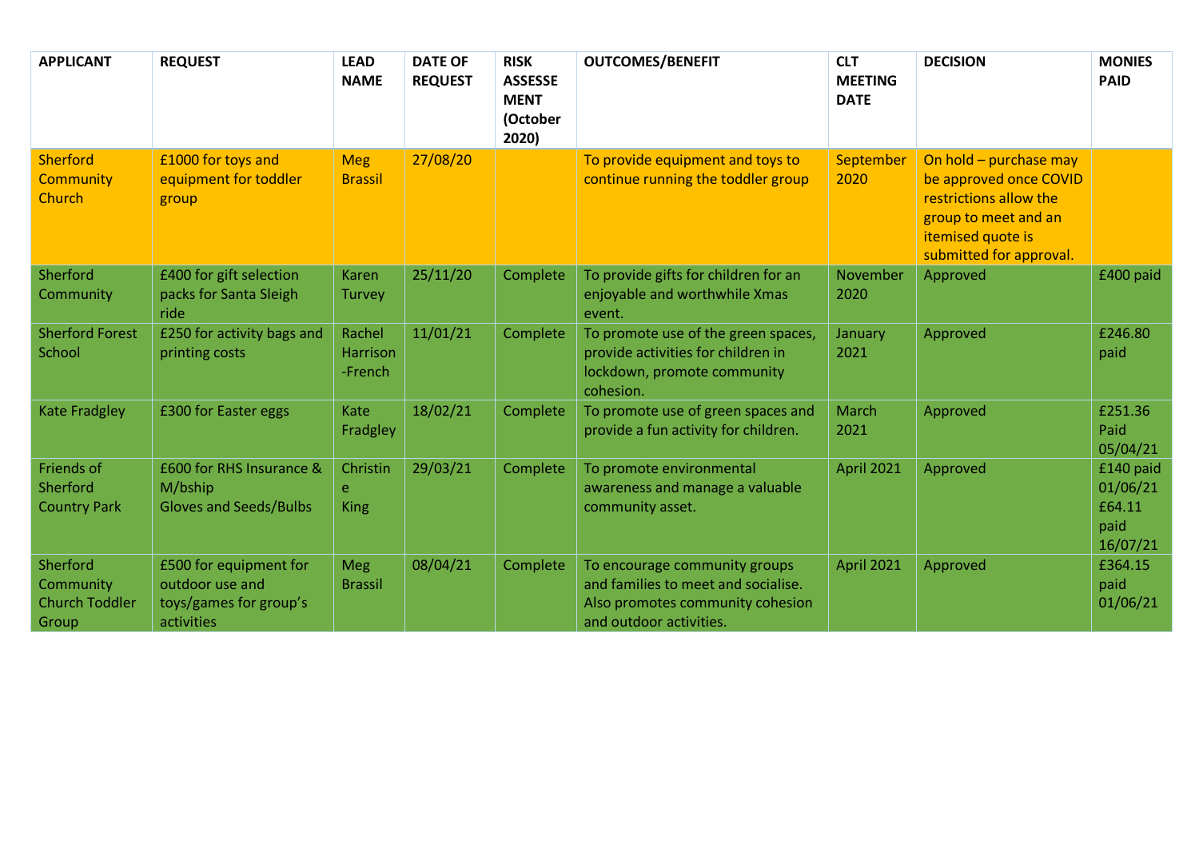| APPLICANT | REQUEST | LEAD NAME | DATE OF REQUEST | RISK ASSESSEMENT (October 2020) | OUTCOMES/BENEFIT | CLT MEETING DATE | DECISION | MONIES PAID |
|---|---|---|---|---|---|---|---|---|
| Sherford Community Church | £1000 for toys and equipment for toddler group | Meg Brassil | 27/08/20 | | To provide equipment and toys to continue running the toddler group | September 2020 | On hold – purchase may be approved once COVID restrictions allow the group to meet and an itemised quote is submitted for approval. | |
| Sherford Community | £400 for gift selection packs for Santa Sleigh ride | Karen Turvey | 25/11/20 | Complete | To provide gifts for children for an enjoyable and worthwhile Xmas event. | November 2020 | Approved | £400 paid |
| Sherford Forest School | £250 for activity bags and printing costs | Rachel Harrison -French | 11/01/21 | Complete | To promote use of the green spaces, provide activities for children in lockdown, promote community cohesion. | January 2021 | Approved | £246.80 paid |
| Kate Fradgley | £300 for Easter eggs | Kate Fradgley | 18/02/21 | Complete | To promote use of green spaces and provide a fun activity for children. | March 2021 | Approved | £251.36 Paid 05/04/21 |
| Friends of Sherford Country Park | £600 for RHS Insurance & M/bship Gloves and Seeds/Bulbs | Christine King | 29/03/21 | Complete | To promote environmental awareness and manage a valuable community asset. | April 2021 | Approved | £140 paid 01/06/21 £64.11 paid 16/07/21 |
| Sherford Community Church Toddler Group | £500 for equipment for outdoor use and toys/games for group's activities | Meg Brassil | 08/04/21 | Complete | To encourage community groups and families to meet and socialise. Also promotes community cohesion and outdoor activities. | April 2021 | Approved | £364.15 paid 01/06/21 |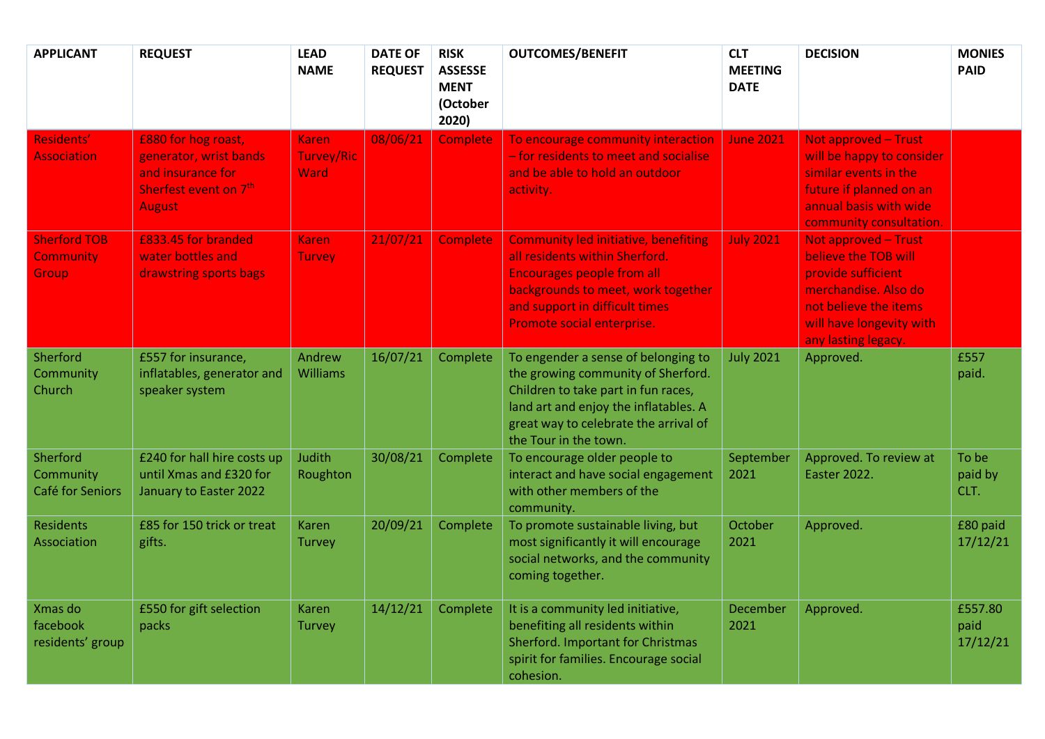| APPLICANT | REQUEST | LEAD NAME | DATE OF REQUEST | RISK ASSESSEMENT (October 2020) | OUTCOMES/BENEFIT | CLT MEETING DATE | DECISION | MONIES PAID |
|---|---|---|---|---|---|---|---|---|
| Residents' Association | £880 for hog roast, generator, wrist bands and insurance for Sherfest event on 7th August | Karen Turvey/Ric Ward | 08/06/21 | Complete | To encourage community interaction – for residents to meet and socialise and be able to hold an outdoor activity. | June 2021 | Not approved – Trust will be happy to consider similar events in the future if planned on an annual basis with wide community consultation. | |
| Sherford TOB Community Group | £833.45 for branded water bottles and drawstring sports bags | Karen Turvey | 21/07/21 | Complete | Community led initiative, benefiting all residents within Sherford. Encourages people from all backgrounds to meet, work together and support in difficult times Promote social enterprise. | July 2021 | Not approved – Trust believe the TOB will provide sufficient merchandise. Also do not believe the items will have longevity with any lasting legacy. | |
| Sherford Community Church | £557 for insurance, inflatables, generator and speaker system | Andrew Williams | 16/07/21 | Complete | To engender a sense of belonging to the growing community of Sherford. Children to take part in fun races, land art and enjoy the inflatables. A great way to celebrate the arrival of the Tour in the town. | July 2021 | Approved. | £557 paid. |
| Sherford Community Café for Seniors | £240 for hall hire costs up until Xmas and £320 for January to Easter 2022 | Judith Roughton | 30/08/21 | Complete | To encourage older people to interact and have social engagement with other members of the community. | September 2021 | Approved. To review at Easter 2022. | To be paid by CLT. |
| Residents Association | £85 for 150 trick or treat gifts. | Karen Turvey | 20/09/21 | Complete | To promote sustainable living, but most significantly it will encourage social networks, and the community coming together. | October 2021 | Approved. | £80 paid 17/12/21 |
| Xmas do facebook residents' group | £550 for gift selection packs | Karen Turvey | 14/12/21 | Complete | It is a community led initiative, benefiting all residents within Sherford. Important for Christmas spirit for families. Encourage social cohesion. | December 2021 | Approved. | £557.80 paid 17/12/21 |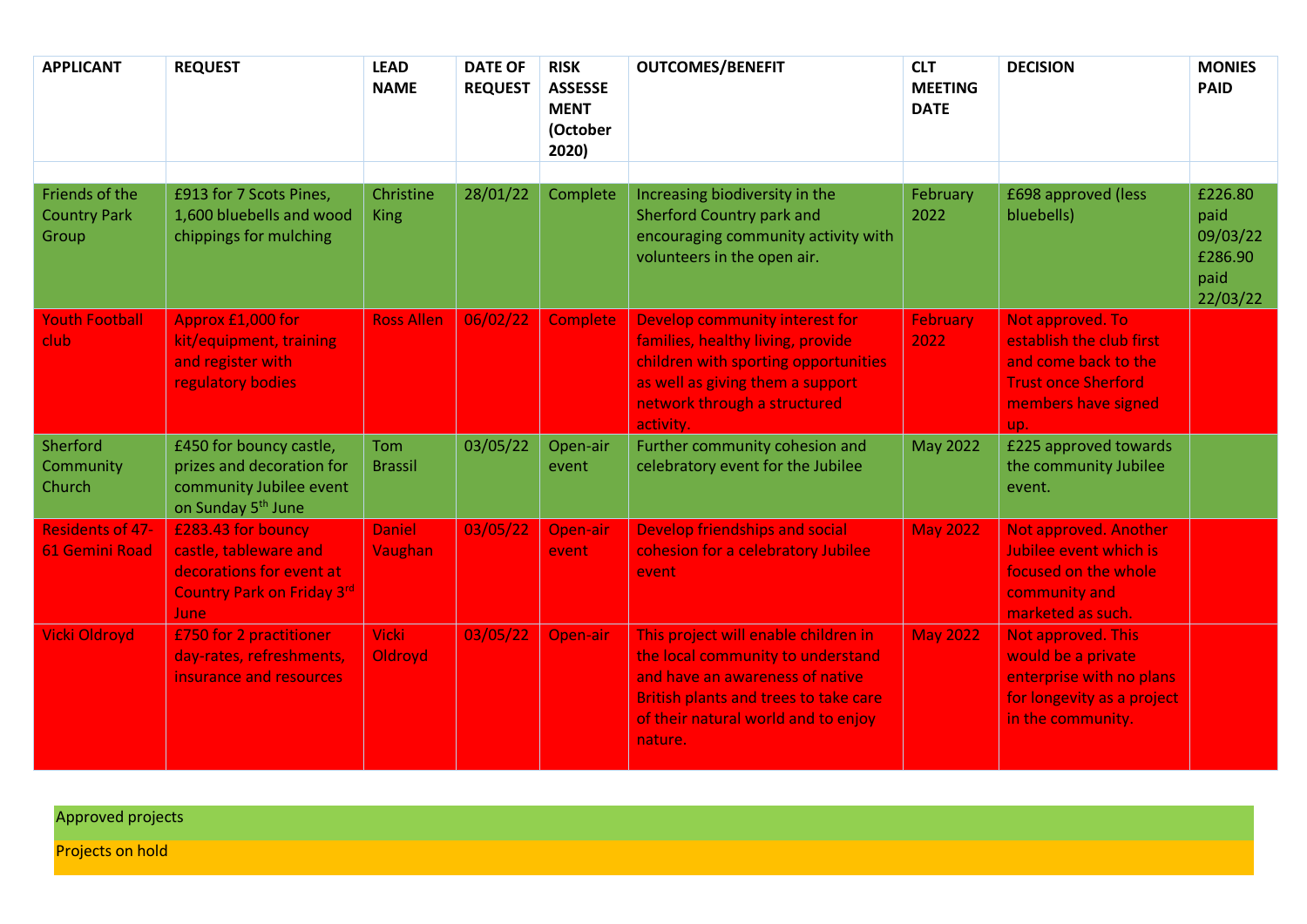| APPLICANT | REQUEST | LEAD NAME | DATE OF REQUEST | RISK ASSESSEMENT (October 2020) | OUTCOMES/BENEFIT | CLT MEETING DATE | DECISION | MONIES PAID |
|---|---|---|---|---|---|---|---|---|
| | | | | | | | | |
| Friends of the Country Park Group | £913 for 7 Scots Pines, 1,600 bluebells and wood chippings for mulching | Christine King | 28/01/22 | Complete | Increasing biodiversity in the Sherford Country park and encouraging community activity with volunteers in the open air. | February 2022 | £698 approved (less bluebells) | £226.80 paid 09/03/22 £286.90 paid 22/03/22 |
| Youth Football club | Approx £1,000 for kit/equipment, training and register with regulatory bodies | Ross Allen | 06/02/22 | Complete | Develop community interest for families, healthy living, provide children with sporting opportunities as well as giving them a support network through a structured activity. | February 2022 | Not approved. To establish the club first and come back to the Trust once Sherford members have signed up. | |
| Sherford Community Church | £450 for bouncy castle, prizes and decoration for community Jubilee event on Sunday 5th June | Tom Brassil | 03/05/22 | Open-air event | Further community cohesion and celebratory event for the Jubilee | May 2022 | £225 approved towards the community Jubilee event. | |
| Residents of 47-61 Gemini Road | £283.43 for bouncy castle, tableware and decorations for event at Country Park on Friday 3rd June | Daniel Vaughan | 03/05/22 | Open-air event | Develop friendships and social cohesion for a celebratory Jubilee event | May 2022 | Not approved. Another Jubilee event which is focused on the whole community and marketed as such. | |
| Vicki Oldroyd | £750 for 2 practitioner day-rates, refreshments, insurance and resources | Vicki Oldroyd | 03/05/22 | Open-air | This project will enable children in the local community to understand and have an awareness of native British plants and trees to take care of their natural world and to enjoy nature. | May 2022 | Not approved. This would be a private enterprise with no plans for longevity as a project in the community. | |

Approved projects

Projects on hold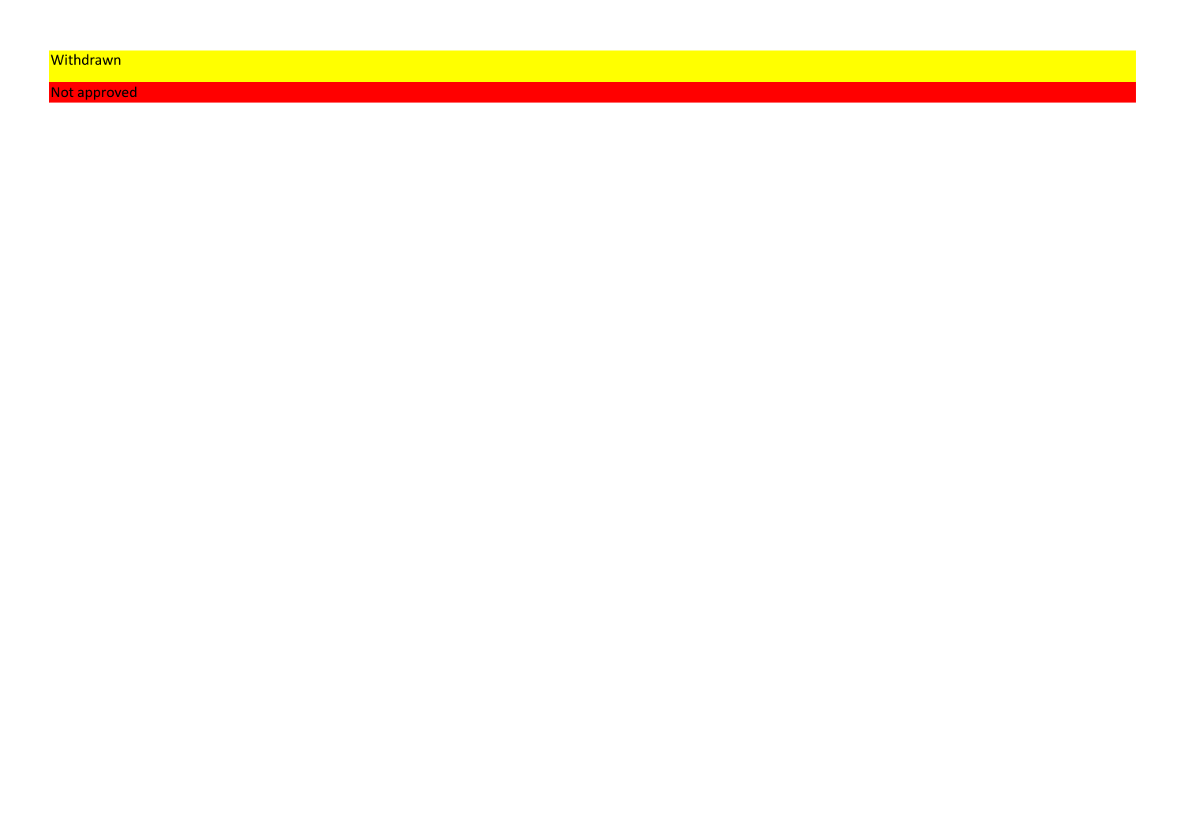Withdrawn

Not approved